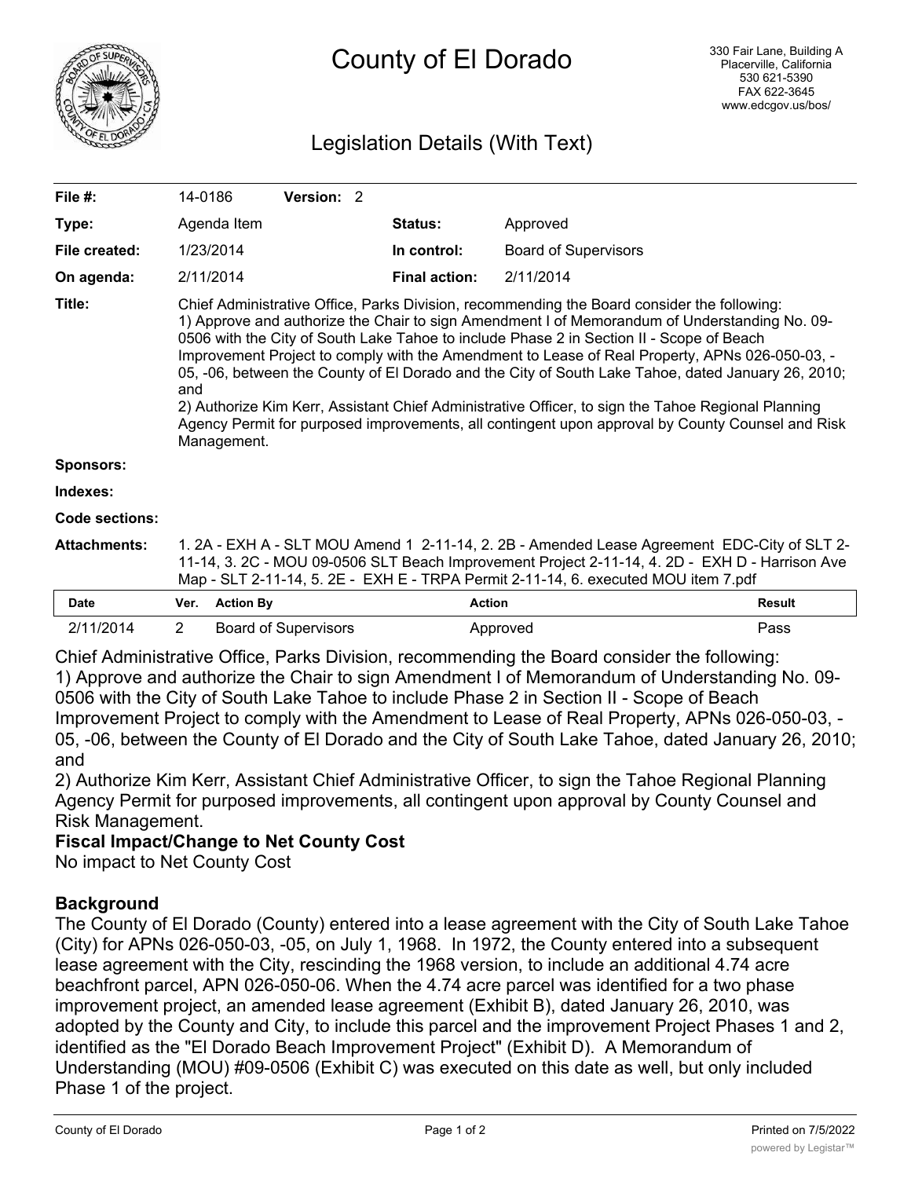# County of El Dorado

330 Fair Lane, Building A
Placerville, California
530 621-5390
FAX 622-3645
www.edcgov.us/bos/

## Legislation Details (With Text)

| | | | |
|---|---|---|---|
| **File #:** | 14-0186 **Version:** 2 | | |
| **Type:** | Agenda Item | **Status:** | Approved |
| **File created:** | 1/23/2014 | **In control:** | Board of Supervisors |
| **On agenda:** | 2/11/2014 | **Final action:** | 2/11/2014 |

**Title:** Chief Administrative Office, Parks Division, recommending the Board consider the following:
1) Approve and authorize the Chair to sign Amendment I of Memorandum of Understanding No. 09-0506 with the City of South Lake Tahoe to include Phase 2 in Section II - Scope of Beach Improvement Project to comply with the Amendment to Lease of Real Property, APNs 026-050-03, -05, -06, between the County of El Dorado and the City of South Lake Tahoe, dated January 26, 2010; and
2) Authorize Kim Kerr, Assistant Chief Administrative Officer, to sign the Tahoe Regional Planning Agency Permit for purposed improvements, all contingent upon approval by County Counsel and Risk Management.

**Sponsors:**

**Indexes:**

**Code sections:**

**Attachments:** 1. 2A - EXH A - SLT MOU Amend 1 2-11-14, 2. 2B - Amended Lease Agreement EDC-City of SLT 2-11-14, 3. 2C - MOU 09-0506 SLT Beach Improvement Project 2-11-14, 4. 2D - EXH D - Harrison Ave Map - SLT 2-11-14, 5. 2E - EXH E - TRPA Permit 2-11-14, 6. executed MOU item 7.pdf

| Date | Ver. | Action By | Action | Result |
|---|---|---|---|---|
| 2/11/2014 | 2 | Board of Supervisors | Approved | Pass |

Chief Administrative Office, Parks Division, recommending the Board consider the following:
1) Approve and authorize the Chair to sign Amendment I of Memorandum of Understanding No. 09-0506 with the City of South Lake Tahoe to include Phase 2 in Section II - Scope of Beach Improvement Project to comply with the Amendment to Lease of Real Property, APNs 026-050-03, -05, -06, between the County of El Dorado and the City of South Lake Tahoe, dated January 26, 2010; and
2) Authorize Kim Kerr, Assistant Chief Administrative Officer, to sign the Tahoe Regional Planning Agency Permit for purposed improvements, all contingent upon approval by County Counsel and Risk Management.

**Fiscal Impact/Change to Net County Cost**

No impact to Net County Cost

**Background**

The County of El Dorado (County) entered into a lease agreement with the City of South Lake Tahoe (City) for APNs 026-050-03, -05, on July 1, 1968. In 1972, the County entered into a subsequent lease agreement with the City, rescinding the 1968 version, to include an additional 4.74 acre beachfront parcel, APN 026-050-06. When the 4.74 acre parcel was identified for a two phase improvement project, an amended lease agreement (Exhibit B), dated January 26, 2010, was adopted by the County and City, to include this parcel and the improvement Project Phases 1 and 2, identified as the "El Dorado Beach Improvement Project" (Exhibit D). A Memorandum of Understanding (MOU) #09-0506 (Exhibit C) was executed on this date as well, but only included Phase 1 of the project.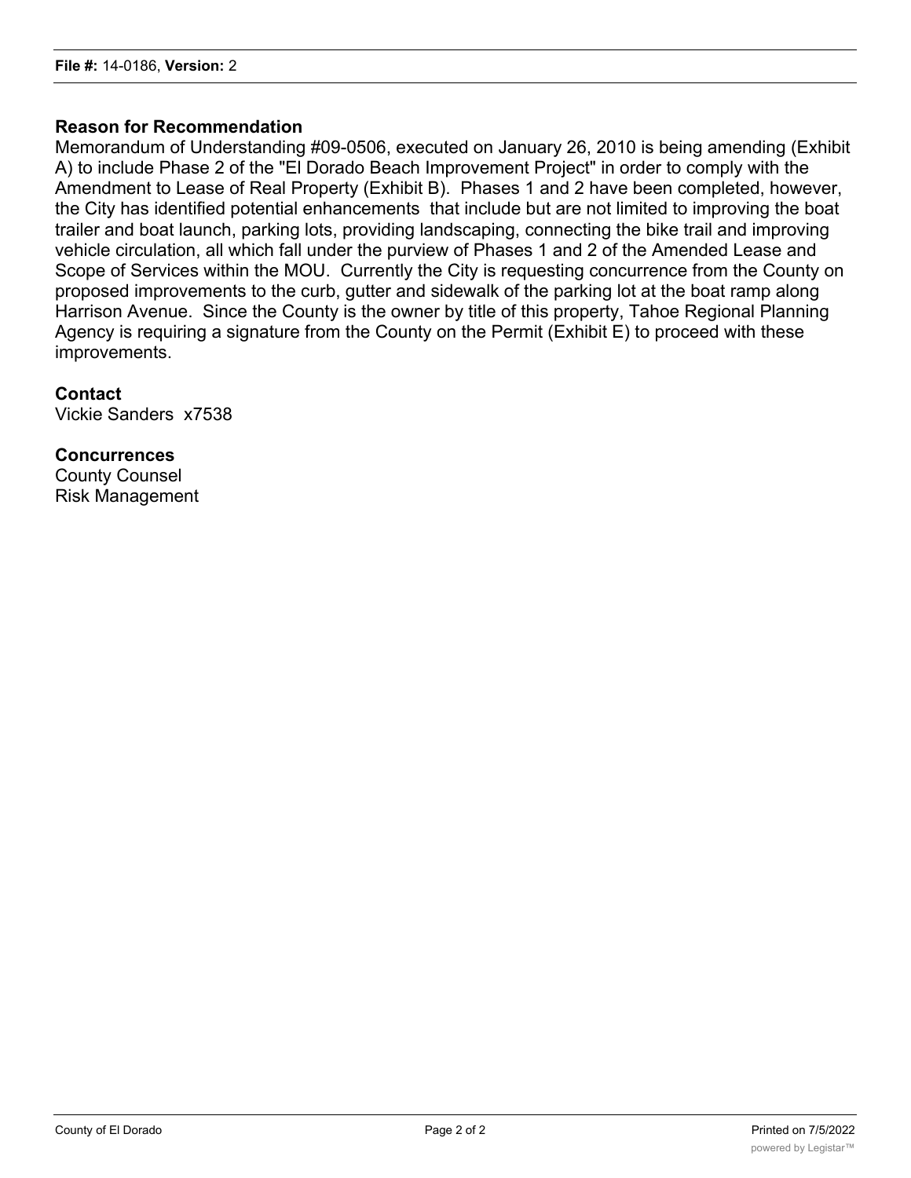## Reason for Recommendation

Memorandum of Understanding #09-0506, executed on January 26, 2010 is being amending (Exhibit A) to include Phase 2 of the "El Dorado Beach Improvement Project" in order to comply with the Amendment to Lease of Real Property (Exhibit B). Phases 1 and 2 have been completed, however, the City has identified potential enhancements that include but are not limited to improving the boat trailer and boat launch, parking lots, providing landscaping, connecting the bike trail and improving vehicle circulation, all which fall under the purview of Phases 1 and 2 of the Amended Lease and Scope of Services within the MOU. Currently the City is requesting concurrence from the County on proposed improvements to the curb, gutter and sidewalk of the parking lot at the boat ramp along Harrison Avenue. Since the County is the owner by title of this property, Tahoe Regional Planning Agency is requiring a signature from the County on the Permit (Exhibit E) to proceed with these improvements.

## Contact

Vickie Sanders x7538

## Concurrences

County Counsel
Risk Management